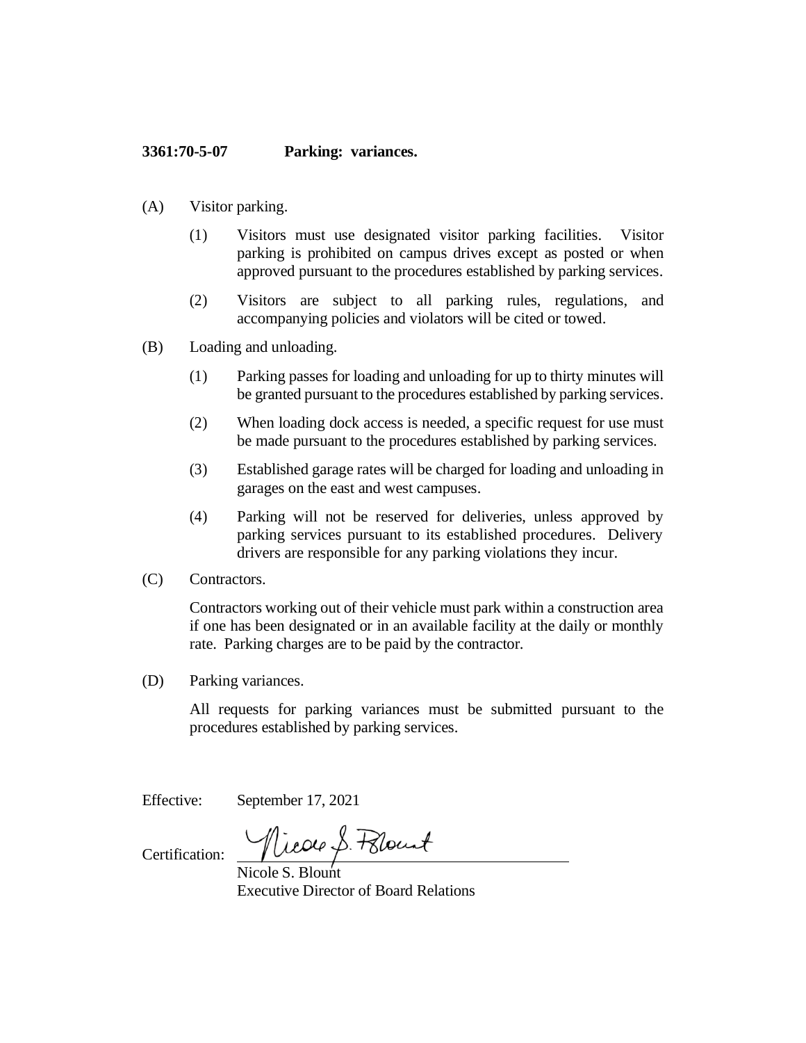**3361:70-5-07 Parking: variances.**

(A) Visitor parking.

(1) Visitors must use designated visitor parking facilities. Visitor parking is prohibited on campus drives except as posted or when approved pursuant to the procedures established by parking services.

(2) Visitors are subject to all parking rules, regulations, and accompanying policies and violators will be cited or towed.

(B) Loading and unloading.

(1) Parking passes for loading and unloading for up to thirty minutes will be granted pursuant to the procedures established by parking services.

(2) When loading dock access is needed, a specific request for use must be made pursuant to the procedures established by parking services.

(3) Established garage rates will be charged for loading and unloading in garages on the east and west campuses.

(4) Parking will not be reserved for deliveries, unless approved by parking services pursuant to its established procedures. Delivery drivers are responsible for any parking violations they incur.

(C) Contractors.

Contractors working out of their vehicle must park within a construction area if one has been designated or in an available facility at the daily or monthly rate. Parking charges are to be paid by the contractor.

(D) Parking variances.

All requests for parking variances must be submitted pursuant to the procedures established by parking services.

Effective: September 17, 2021

Certification: Nicole S. Blount

Nicole S. Blount
Executive Director of Board Relations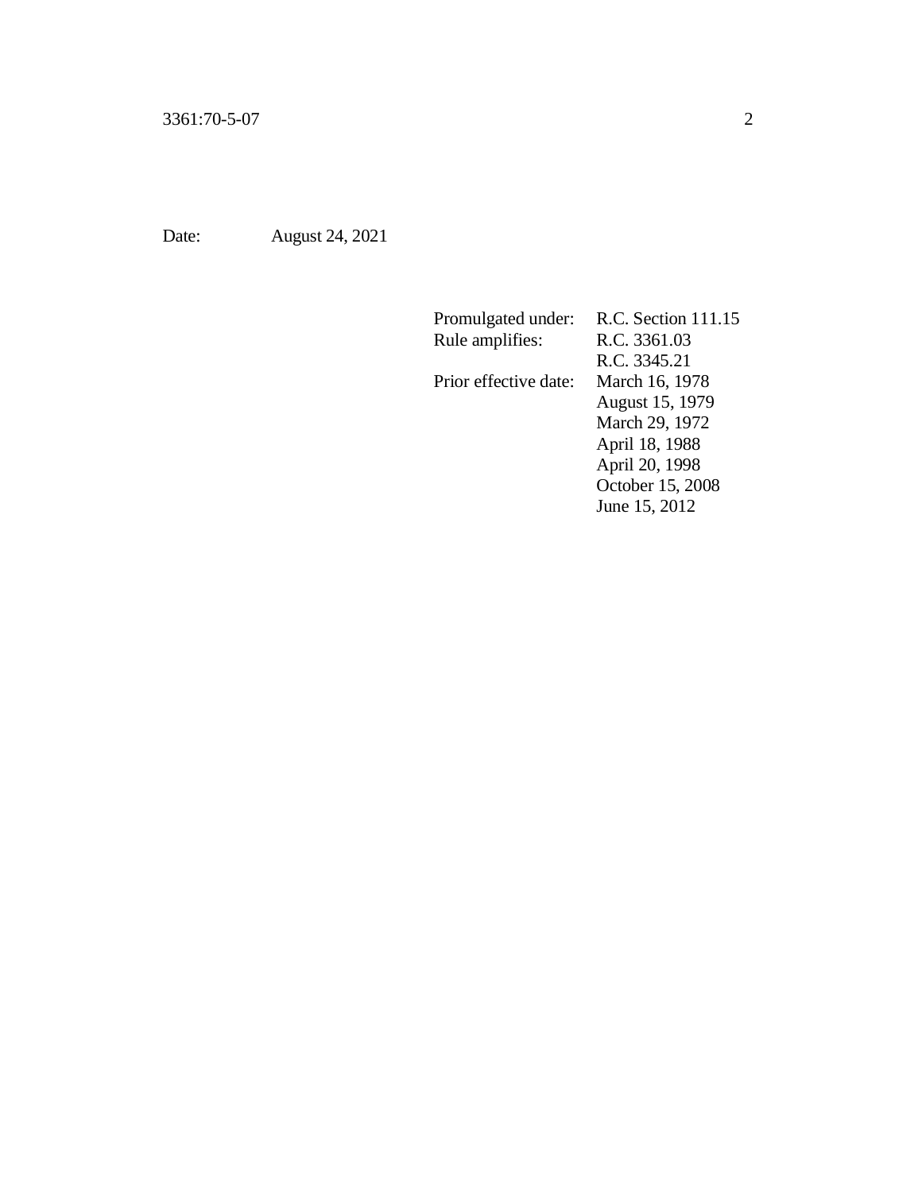Date: August 24, 2021

| | |
|---|---|
| Promulgated under: | R.C. Section 111.15 |
| Rule amplifies: | R.C. 3361.03 |
| | R.C. 3345.21 |
| Prior effective date: | March 16, 1978 |
| | August 15, 1979 |
| | March 29, 1972 |
| | April 18, 1988 |
| | April 20, 1998 |
| | October 15, 2008 |
| | June 15, 2012 |